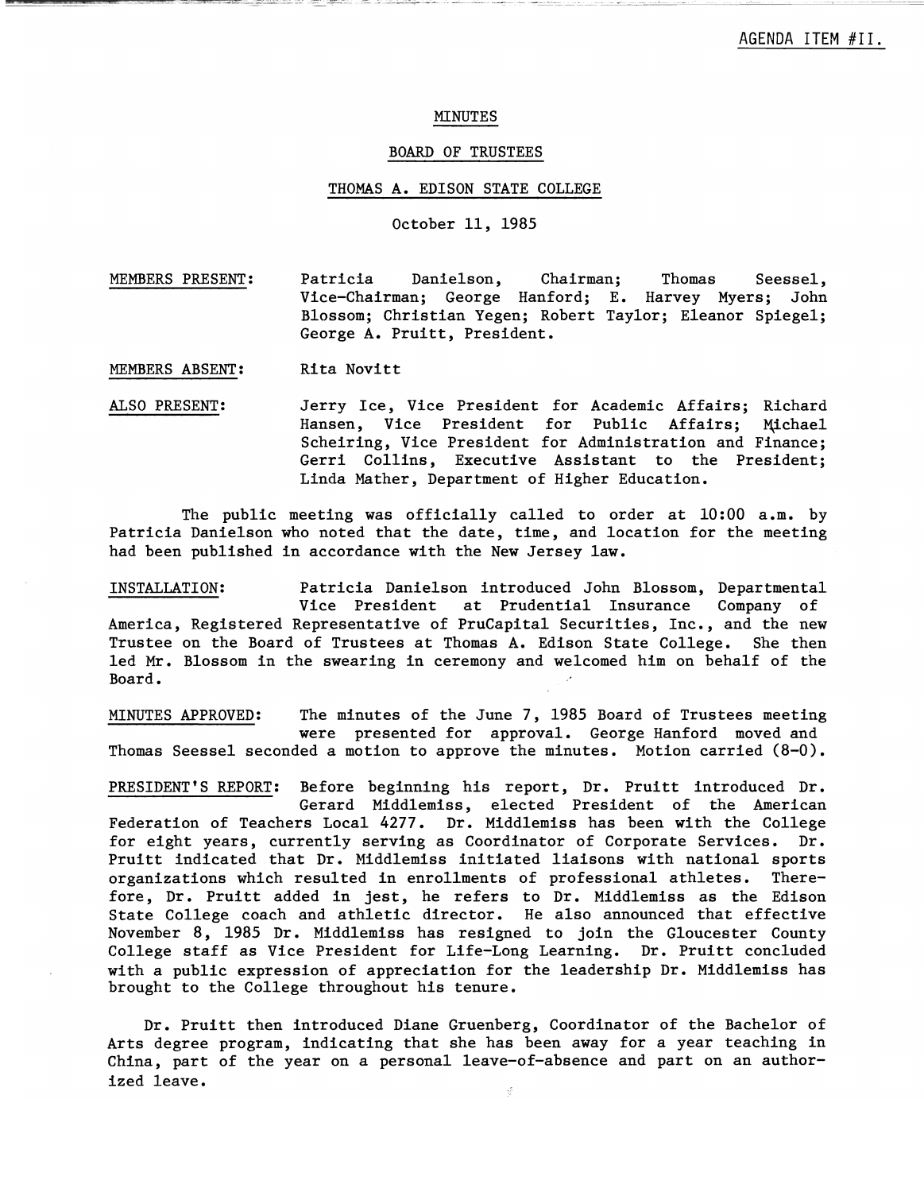AGENDA ITEM #II.

# MINUTES

## BOARD OF TRUSTEES

## THOMAS A. EDISON STATE COLLEGE

October 11, 1985

MEMBERS PRESENT: Patricia Danielson, Chairman; Thomas Seessel, Vice-Chairman; George Hanford; E. Harvey Myers; John Blossom; Christian Yegen; Robert Taylor; Eleanor Spiegel; George A. Pruitt, President.

MEMBERS ABSENT: Rita Novitt

ALSO PRESENT: Jerry Ice, Vice President for Academic Affairs; Richard Hansen, Vice President for Public Affairs; Michael Scheiring, Vice President for Administration and Finance; Gerri Collins, Executive Assistant to the President; Linda Mather, Department of Higher Education.

The public meeting was officially called to order at 10:00 a.m. by Patricia Danielson who noted that the date, time, and location for the meeting had been published in accordance with the New Jersey law.

INSTALLATION: Patricia Danielson introduced John Blossom, Departmental Vice President at Prudential Insurance Company of America, Registered Representative of PruCapital Securities, Inc., and the new Trustee on the Board of Trustees at Thomas A. Edison State College. She then led Mr. Blossom in the swearing in ceremony and welcomed him on behalf of the Board.

MINUTES APPROVED: The minutes of the June 7, 1985 Board of Trustees meeting were presented for approval. George Hanford moved and Thomas Seessel seconded a motion to approve the minutes. Motion carried (8-0).

PRESIDENT'S REPORT: Before beginning his report, Dr. Pruitt introduced Dr. Gerard Middlemiss, elected President of the American Federation of Teachers Local 4277. Dr. Middlemiss has been with the College for eight years, currently serving as Coordinator of Corporate Services. Dr. Pruitt indicated that Dr. Middlemiss initiated liaisons with national sports organizations which resulted in enrollments of professional athletes. Therefore, Dr. Pruitt added in jest, he refers to Dr. Middlemiss as the Edison State College coach and athletic director. He also announced that effective November 8, 1985 Dr. Middlemiss has resigned to join the Gloucester County College staff as Vice President for Life-Long Learning. Dr. Pruitt concluded with a public expression of appreciation for the leadership Dr. Middlemiss has brought to the College throughout his tenure.

Dr. Pruitt then introduced Diane Gruenberg, Coordinator of the Bachelor of Arts degree program, indicating that she has been away for a year teaching in China, part of the year on a personal leave-of-absence and part on an authorized leave.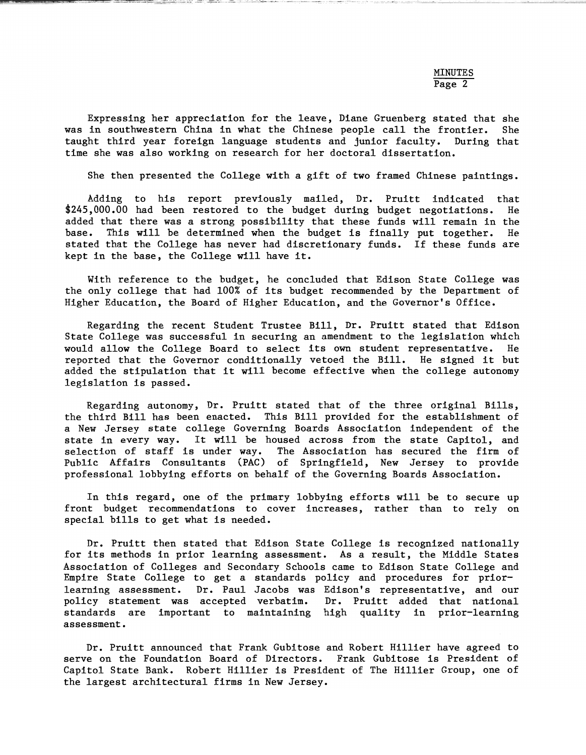Expressing her appreciation for the leave, Diane Gruenberg stated that she was in southwestern China in what the Chinese people call the frontier. She taught third year foreign language students and junior faculty. During that time she was also working on research for her doctoral dissertation.

She then presented the College with a gift of two framed Chinese paintings.

Adding to his report previously mailed, Dr. Pruitt indicated that $245,000.00 had been restored to the budget during budget negotiations. He added that there was a strong possibility that these funds will remain in the base. This will be determined when the budget is finally put together. He stated that the College has never had discretionary funds. If these funds are kept in the base, the College will have it.

With reference to the budget, he concluded that Edison State College was the only college that had 100% of its budget recommended by the Department of Higher Education, the Board of Higher Education, and the Governor's Office.

Regarding the recent Student Trustee Bill, Dr. Pruitt stated that Edison State College was successful in securing an amendment to the legislation which would allow the College Board to select its own student representative. He reported that the Governor conditionally vetoed the Bill. He signed it but added the stipulation that it will become effective when the college autonomy legislation is passed.

Regarding autonomy, Dr. Pruitt stated that of the three original Bills, the third Bill has been enacted. This Bill provided for the establishment of a New Jersey state college Governing Boards Association independent of the state in every way. It will be housed across from the state Capitol, and selection of staff is under way. The Association has secured the firm of Public Affairs Consultants (PAC) of Springfield, New Jersey to provide professional lobbying efforts on behalf of the Governing Boards Association.

In this regard, one of the primary lobbying efforts will be to secure up front budget recommendations to cover increases, rather than to rely on special bills to get what is needed.

Dr. Pruitt then stated that Edison State College is recognized nationally for its methods in prior learning assessment. As a result, the Middle States Association of Colleges and Secondary Schools came to Edison State College and Empire State College to get a standards policy and procedures for prior-learning assessment. Dr. Paul Jacobs was Edison's representative, and our policy statement was accepted verbatim. Dr. Pruitt added that national standards are important to maintaining high quality in prior-learning assessment.

Dr. Pruitt announced that Frank Gubitose and Robert Hillier have agreed to serve on the Foundation Board of Directors. Frank Gubitose is President of Capitol State Bank. Robert Hillier is President of The Hillier Group, one of the largest architectural firms in New Jersey.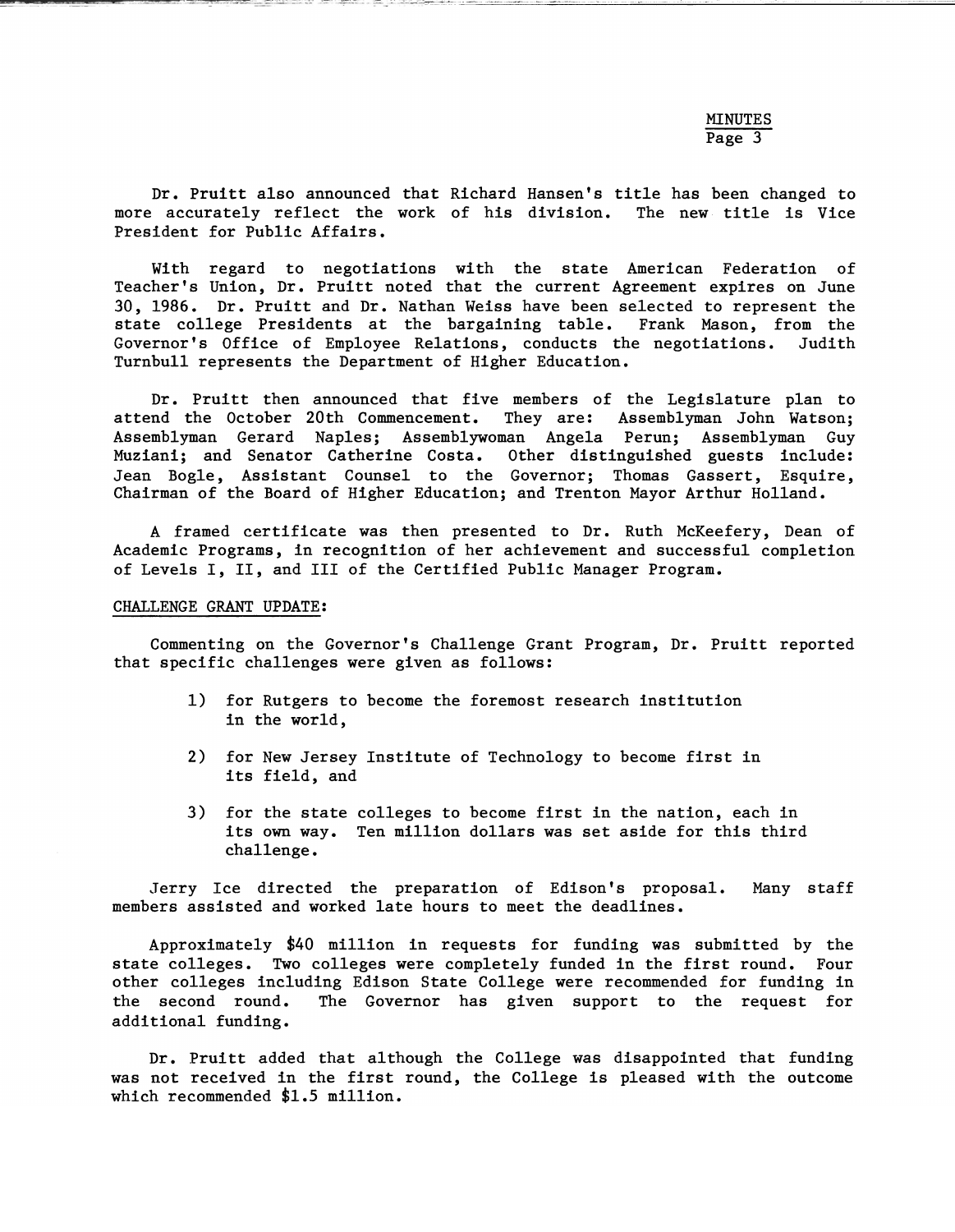Dr. Pruitt also announced that Richard Hansen's title has been changed to more accurately reflect the work of his division. The new title is Vice President for Public Affairs.

With regard to negotiations with the state American Federation of Teacher's Union, Dr. Pruitt noted that the current Agreement expires on June 30, 1986. Dr. Pruitt and Dr. Nathan Weiss have been selected to represent the state college Presidents at the bargaining table. Frank Mason, from the Governor's Office of Employee Relations, conducts the negotiations. Judith Turnbull represents the Department of Higher Education.

Dr. Pruitt then announced that five members of the Legislature plan to attend the October 20th Commencement. They are: Assemblyman John Watson; Assemblyman Gerard Naples; Assemblywoman Angela Perun; Assemblyman Guy Muziani; and Senator Catherine Costa. Other distinguished guests include: Jean Bogle, Assistant Counsel to the Governor; Thomas Gassert, Esquire, Chairman of the Board of Higher Education; and Trenton Mayor Arthur Holland.

A framed certificate was then presented to Dr. Ruth McKeefery, Dean of Academic Programs, in recognition of her achievement and successful completion of Levels I, II, and III of the Certified Public Manager Program.

## CHALLENGE GRANT UPDATE:

Commenting on the Governor's Challenge Grant Program, Dr. Pruitt reported that specific challenges were given as follows:

1) for Rutgers to become the foremost research institution in the world,

2) for New Jersey Institute of Technology to become first in its field, and

3) for the state colleges to become first in the nation, each in its own way. Ten million dollars was set aside for this third challenge.

Jerry Ice directed the preparation of Edison's proposal. Many staff members assisted and worked late hours to meet the deadlines.

Approximately $40 million in requests for funding was submitted by the state colleges. Two colleges were completely funded in the first round. Four other colleges including Edison State College were recommended for funding in the second round. The Governor has given support to the request for additional funding.

Dr. Pruitt added that although the College was disappointed that funding was not received in the first round, the College is pleased with the outcome which recommended $1.5 million.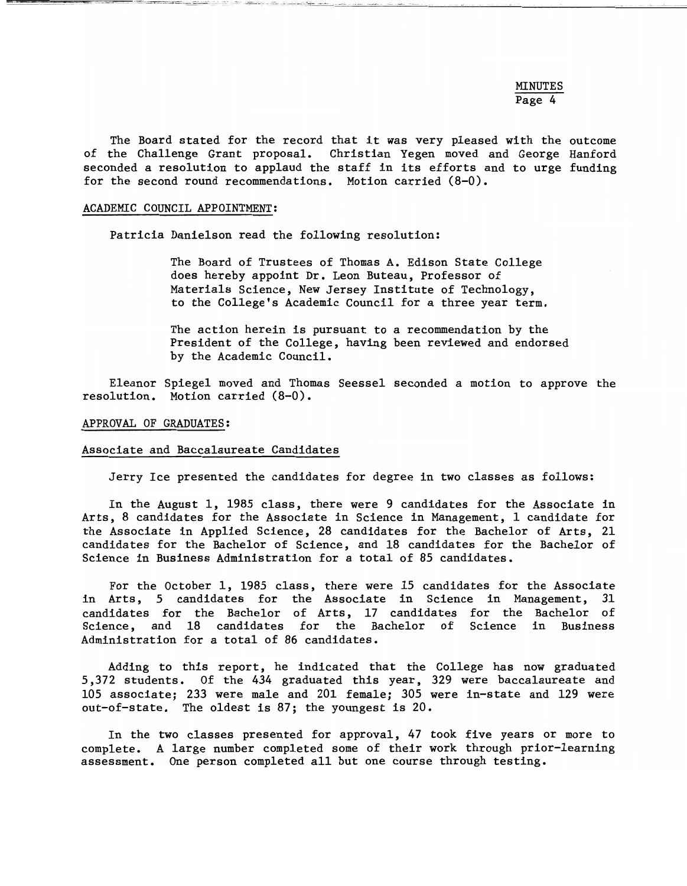The Board stated for the record that it was very pleased with the outcome of the Challenge Grant proposal. Christian Yegen moved and George Hanford seconded a resolution to applaud the staff in its efforts and to urge funding for the second round recommendations. Motion carried (8-0).

## ACADEMIC COUNCIL APPOINTMENT:

Patricia Danielson read the following resolution:

> The Board of Trustees of Thomas A. Edison State College does hereby appoint Dr. Leon Buteau, Professor of Materials Science, New Jersey Institute of Technology, to the College's Academic Council for a three year term.
>
> The action herein is pursuant to a recommendation by the President of the College, having been reviewed and endorsed by the Academic Council.

Eleanor Spiegel moved and Thomas Seessel seconded a motion to approve the resolution. Motion carried (8-0).

## APPROVAL OF GRADUATES:

### Associate and Baccalaureate Candidates

Jerry Ice presented the candidates for degree in two classes as follows:

In the August 1, 1985 class, there were 9 candidates for the Associate in Arts, 8 candidates for the Associate in Science in Management, 1 candidate for the Associate in Applied Science, 28 candidates for the Bachelor of Arts, 21 candidates for the Bachelor of Science, and 18 candidates for the Bachelor of Science in Business Administration for a total of 85 candidates.

For the October 1, 1985 class, there were 15 candidates for the Associate in Arts, 5 candidates for the Associate in Science in Management, 31 candidates for the Bachelor of Arts, 17 candidates for the Bachelor of Science, and 18 candidates for the Bachelor of Science in Business Administration for a total of 86 candidates.

Adding to this report, he indicated that the College has now graduated 5,372 students. Of the 434 graduated this year, 329 were baccalaureate and 105 associate; 233 were male and 201 female; 305 were in-state and 129 were out-of-state. The oldest is 87; the youngest is 20.

In the two classes presented for approval, 47 took five years or more to complete. A large number completed some of their work through prior-learning assessment. One person completed all but one course through testing.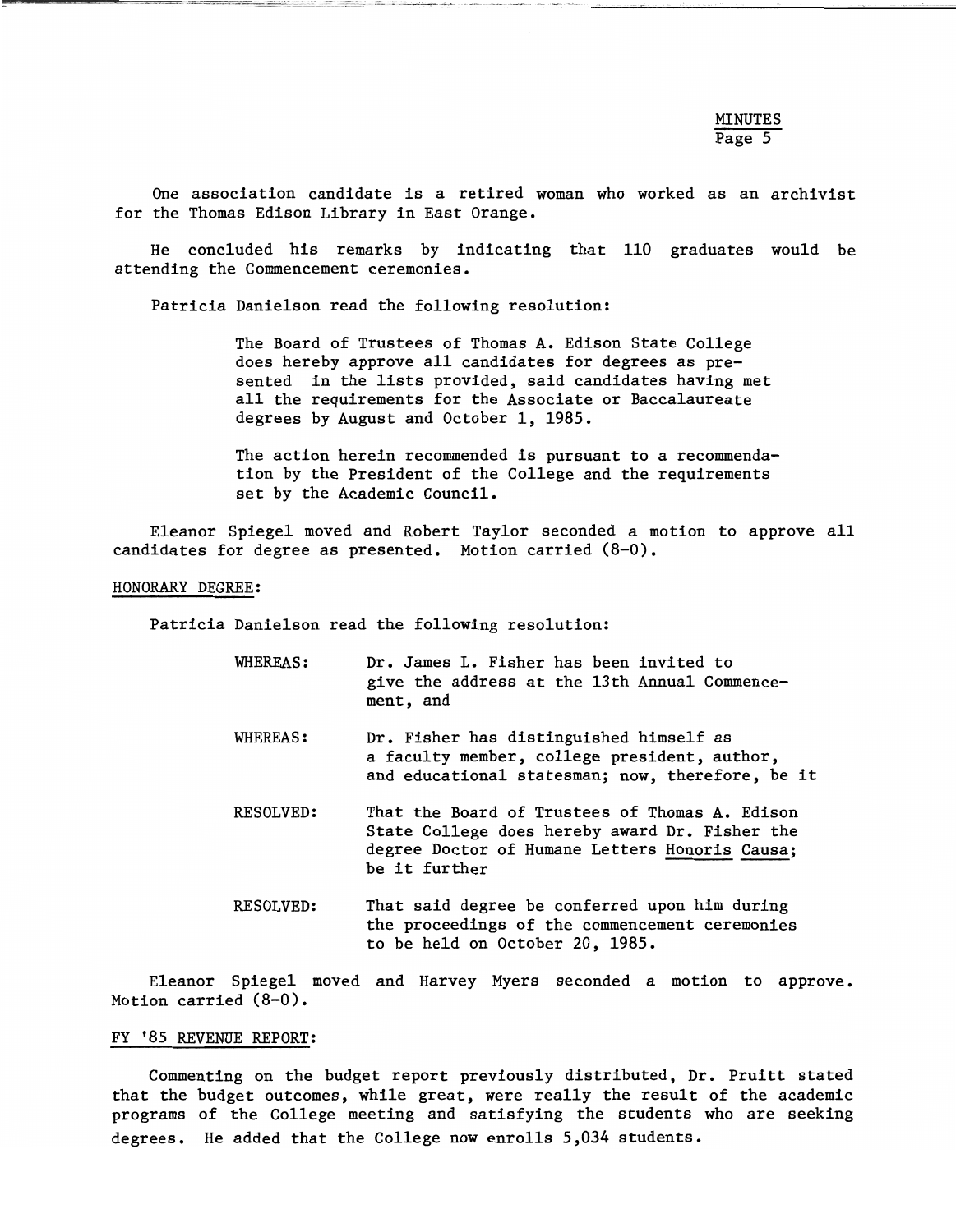One association candidate is a retired woman who worked as an archivist for the Thomas Edison Library in East Orange.

He concluded his remarks by indicating that 110 graduates would be attending the Commencement ceremonies.

Patricia Danielson read the following resolution:

> The Board of Trustees of Thomas A. Edison State College does hereby approve all candidates for degrees as presented in the lists provided, said candidates having met all the requirements for the Associate or Baccalaureate degrees by August and October 1, 1985.
>
> The action herein recommended is pursuant to a recommendation by the President of the College and the requirements set by the Academic Council.

Eleanor Spiegel moved and Robert Taylor seconded a motion to approve all candidates for degree as presented. Motion carried (8-0).

HONORARY DEGREE:

Patricia Danielson read the following resolution:

> WHEREAS: Dr. James L. Fisher has been invited to give the address at the 13th Annual Commencement, and
>
> WHEREAS: Dr. Fisher has distinguished himself as a faculty member, college president, author, and educational statesman; now, therefore, be it
>
> RESOLVED: That the Board of Trustees of Thomas A. Edison State College does hereby award Dr. Fisher the degree Doctor of Humane Letters Honoris Causa; be it further
>
> RESOLVED: That said degree be conferred upon him during the proceedings of the commencement ceremonies to be held on October 20, 1985.

Eleanor Spiegel moved and Harvey Myers seconded a motion to approve. Motion carried (8-0).

FY '85 REVENUE REPORT:

Commenting on the budget report previously distributed, Dr. Pruitt stated that the budget outcomes, while great, were really the result of the academic programs of the College meeting and satisfying the students who are seeking degrees. He added that the College now enrolls 5,034 students.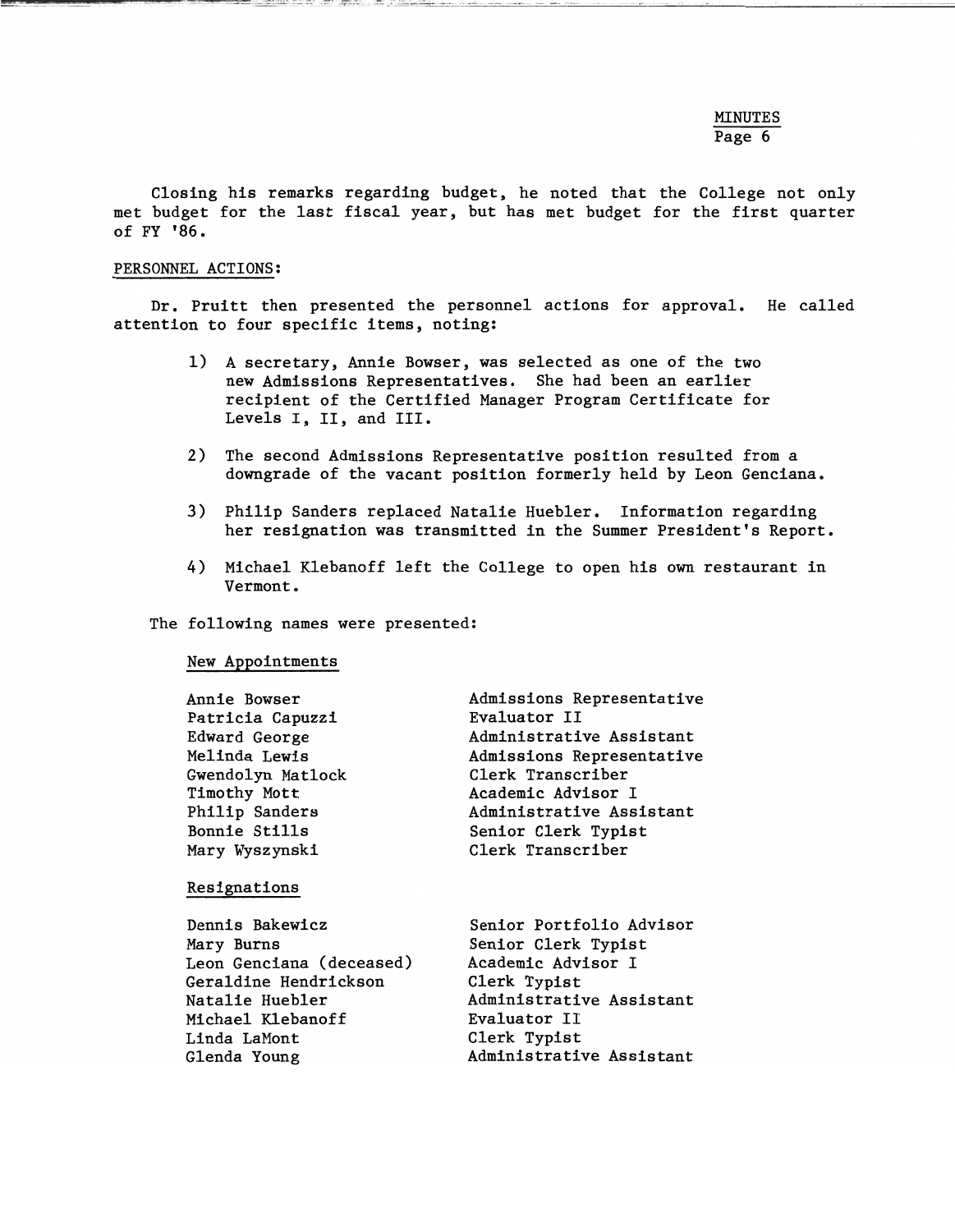Closing his remarks regarding budget, he noted that the College not only met budget for the last fiscal year, but has met budget for the first quarter of FY '86.

PERSONNEL ACTIONS:

Dr. Pruitt then presented the personnel actions for approval. He called attention to four specific items, noting:

1) A secretary, Annie Bowser, was selected as one of the two new Admissions Representatives. She had been an earlier recipient of the Certified Manager Program Certificate for Levels I, II, and III.

2) The second Admissions Representative position resulted from a downgrade of the vacant position formerly held by Leon Genciana.

3) Philip Sanders replaced Natalie Huebler. Information regarding her resignation was transmitted in the Summer President's Report.

4) Michael Klebanoff left the College to open his own restaurant in Vermont.

The following names were presented:

New Appointments

| | |
|---|---|
| Annie Bowser | Admissions Representative |
| Patricia Capuzzi | Evaluator II |
| Edward George | Administrative Assistant |
| Melinda Lewis | Admissions Representative |
| Gwendolyn Matlock | Clerk Transcriber |
| Timothy Mott | Academic Advisor I |
| Philip Sanders | Administrative Assistant |
| Bonnie Stills | Senior Clerk Typist |
| Mary Wyszynski | Clerk Transcriber |

Resignations

| | |
|---|---|
| Dennis Bakewicz | Senior Portfolio Advisor |
| Mary Burns | Senior Clerk Typist |
| Leon Genciana (deceased) | Academic Advisor I |
| Geraldine Hendrickson | Clerk Typist |
| Natalie Huebler | Administrative Assistant |
| Michael Klebanoff | Evaluator II |
| Linda LaMont | Clerk Typist |
| Glenda Young | Administrative Assistant |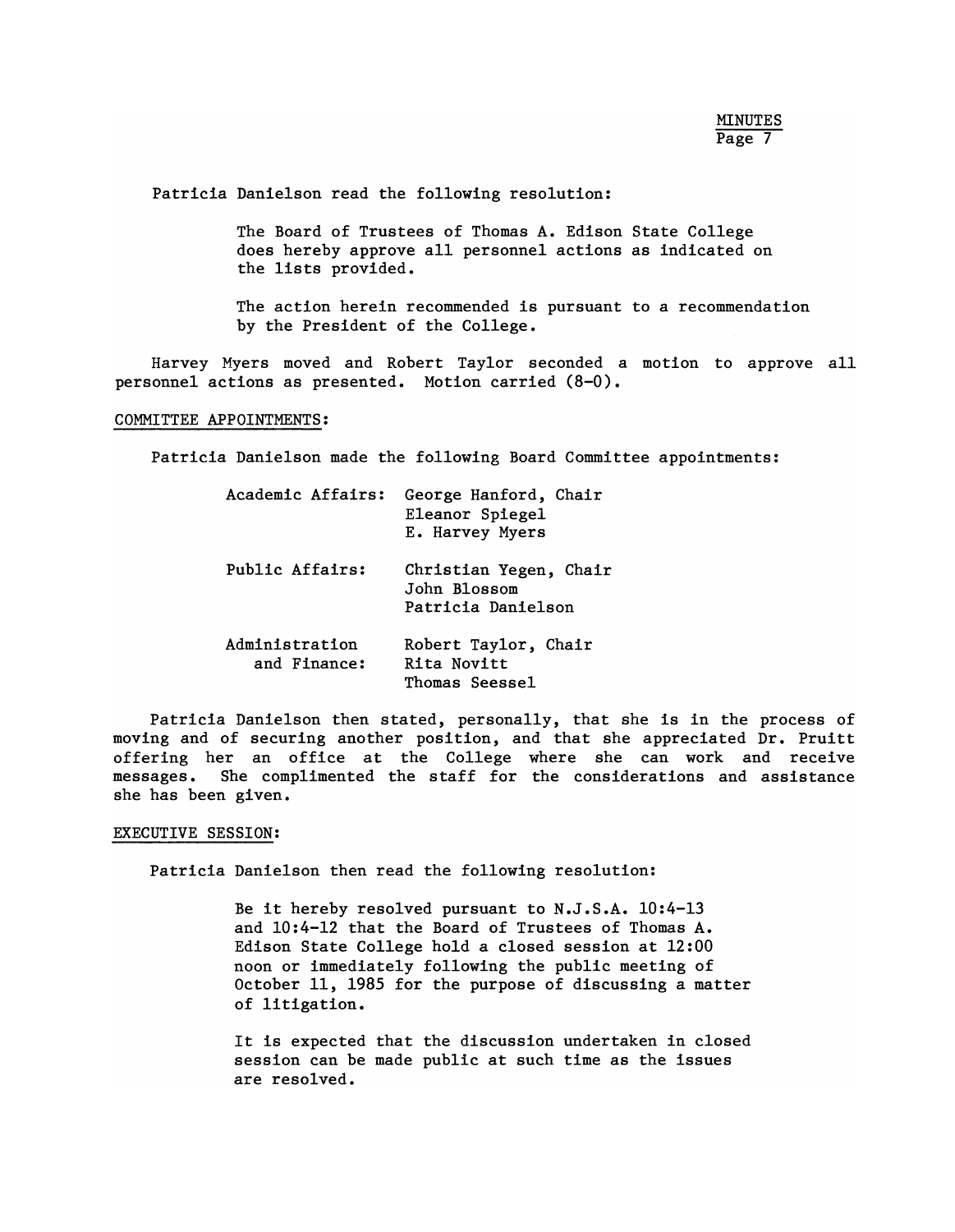Patricia Danielson read the following resolution:

> The Board of Trustees of Thomas A. Edison State College does hereby approve all personnel actions as indicated on the lists provided.
>
> The action herein recommended is pursuant to a recommendation by the President of the College.

Harvey Myers moved and Robert Taylor seconded a motion to approve all personnel actions as presented. Motion carried (8-0).

COMMITTEE APPOINTMENTS:

Patricia Danielson made the following Board Committee appointments:

| | |
|---|---|
| Academic Affairs: | George Hanford, Chair<br>Eleanor Spiegel<br>E. Harvey Myers |
| Public Affairs: | Christian Yegen, Chair<br>John Blossom<br>Patricia Danielson |
| Administration and Finance: | Robert Taylor, Chair<br>Rita Novitt<br>Thomas Seessel |

Patricia Danielson then stated, personally, that she is in the process of moving and of securing another position, and that she appreciated Dr. Pruitt offering her an office at the College where she can work and receive messages. She complimented the staff for the considerations and assistance she has been given.

EXECUTIVE SESSION:

Patricia Danielson then read the following resolution:

> Be it hereby resolved pursuant to N.J.S.A. 10:4-13 and 10:4-12 that the Board of Trustees of Thomas A. Edison State College hold a closed session at 12:00 noon or immediately following the public meeting of October 11, 1985 for the purpose of discussing a matter of litigation.
>
> It is expected that the discussion undertaken in closed session can be made public at such time as the issues are resolved.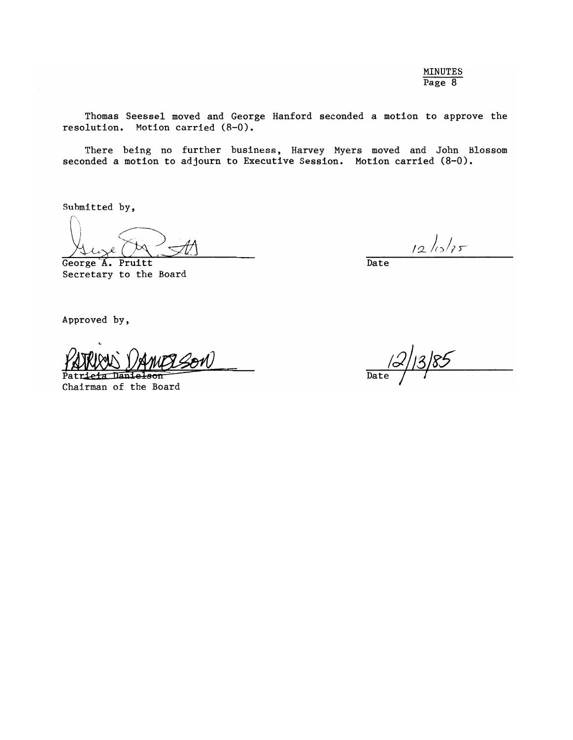Thomas Seessel moved and George Hanford seconded a motion to approve the resolution. Motion carried (8-0).

There being no further business, Harvey Myers moved and John Blossom seconded a motion to adjourn to Executive Session. Motion carried (8-0).

Submitted by,

George A. Pruitt
Secretary to the Board

12/13/85
Date

Approved by,

Patricia Danielson
Chairman of the Board

12/13/85
Date